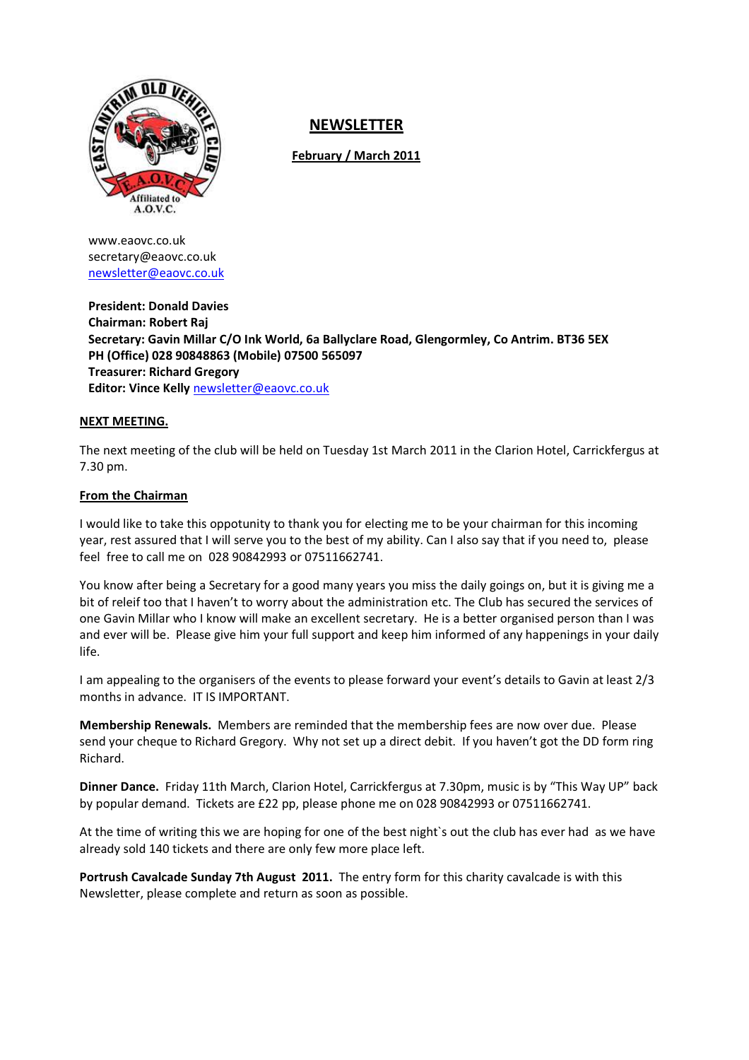# NEWSLETTER

**February / March 2011**

www.eaovc.co.uk
secretary@eaovc.co.uk
newsletter@eaovc.co.uk

**President: Donald Davies**
**Chairman: Robert Raj**
**Secretary: Gavin Millar C/O Ink World, 6a Ballyclare Road, Glengormley, Co Antrim. BT36 5EX**
**PH (Office) 028 90848863 (Mobile) 07500 565097**
**Treasurer: Richard Gregory**
**Editor: Vince Kelly** newsletter@eaovc.co.uk

## NEXT MEETING.

The next meeting of the club will be held on Tuesday 1st March 2011 in the Clarion Hotel, Carrickfergus at 7.30 pm.

## From the Chairman

I would like to take this oppotunity to thank you for electing me to be your chairman for this incoming year, rest assured that I will serve you to the best of my ability. Can I also say that if you need to, please feel free to call me on 028 90842993 or 07511662741.

You know after being a Secretary for a good many years you miss the daily goings on, but it is giving me a bit of releif too that I haven't to worry about the administration etc. The Club has secured the services of one Gavin Millar who I know will make an excellent secretary. He is a better organised person than I was and ever will be. Please give him your full support and keep him informed of any happenings in your daily life.

I am appealing to the organisers of the events to please forward your event's details to Gavin at least 2/3 months in advance. IT IS IMPORTANT.

**Membership Renewals.** Members are reminded that the membership fees are now over due. Please send your cheque to Richard Gregory. Why not set up a direct debit. If you haven't got the DD form ring Richard.

**Dinner Dance.** Friday 11th March, Clarion Hotel, Carrickfergus at 7.30pm, music is by "This Way UP" back by popular demand. Tickets are £22 pp, please phone me on 028 90842993 or 07511662741.

At the time of writing this we are hoping for one of the best night`s out the club has ever had as we have already sold 140 tickets and there are only few more place left.

**Portrush Cavalcade Sunday 7th August 2011.** The entry form for this charity cavalcade is with this Newsletter, please complete and return as soon as possible.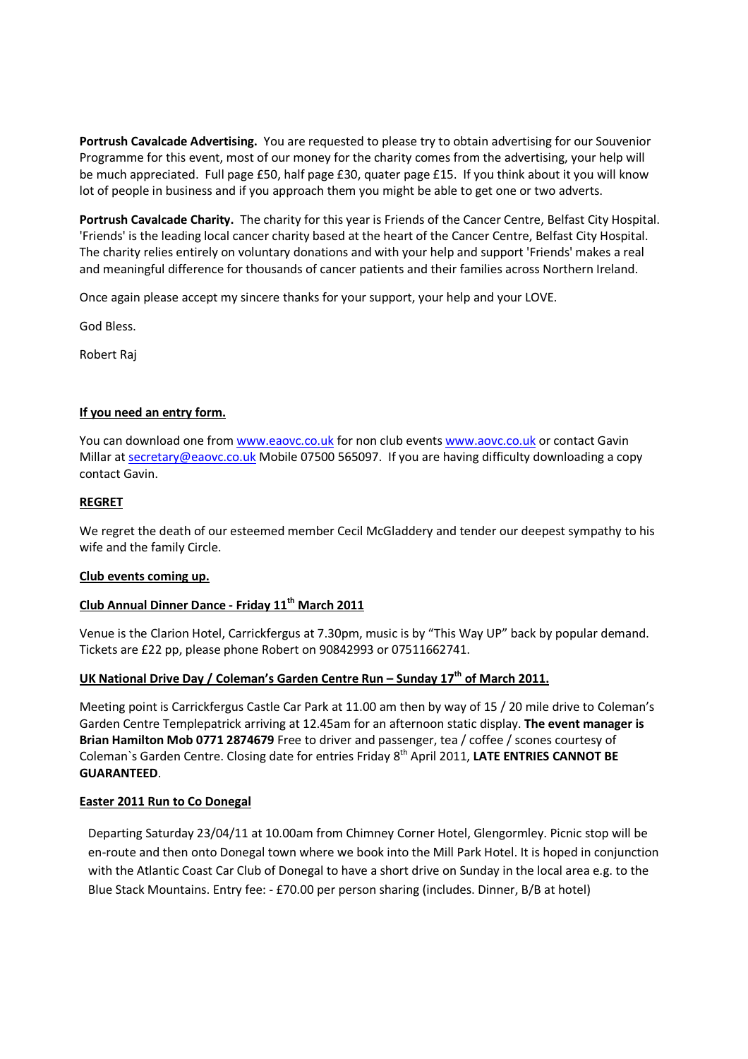**Portrush Cavalcade Advertising.** You are requested to please try to obtain advertising for our Souvenior Programme for this event, most of our money for the charity comes from the advertising, your help will be much appreciated. Full page £50, half page £30, quater page £15. If you think about it you will know lot of people in business and if you approach them you might be able to get one or two adverts.

**Portrush Cavalcade Charity.** The charity for this year is Friends of the Cancer Centre, Belfast City Hospital. 'Friends' is the leading local cancer charity based at the heart of the Cancer Centre, Belfast City Hospital. The charity relies entirely on voluntary donations and with your help and support 'Friends' makes a real and meaningful difference for thousands of cancer patients and their families across Northern Ireland.

Once again please accept my sincere thanks for your support, your help and your LOVE.

God Bless.

Robert Raj

**<u>If you need an entry form.</u>**

You can download one from www.eaovc.co.uk for non club events www.aovc.co.uk or contact Gavin Millar at secretary@eaovc.co.uk Mobile 07500 565097. If you are having difficulty downloading a copy contact Gavin.

**<u>REGRET</u>**

We regret the death of our esteemed member Cecil McGladdery and tender our deepest sympathy to his wife and the family Circle.

**<u>Club events coming up.</u>**

**<u>Club Annual Dinner Dance - Friday 11th March 2011</u>**

Venue is the Clarion Hotel, Carrickfergus at 7.30pm, music is by "This Way UP" back by popular demand. Tickets are £22 pp, please phone Robert on 90842993 or 07511662741.

**<u>UK National Drive Day / Coleman's Garden Centre Run – Sunday 17th of March 2011.</u>**

Meeting point is Carrickfergus Castle Car Park at 11.00 am then by way of 15 / 20 mile drive to Coleman's Garden Centre Templepatrick arriving at 12.45am for an afternoon static display. **The event manager is Brian Hamilton Mob 0771 2874679** Free to driver and passenger, tea / coffee / scones courtesy of Coleman`s Garden Centre. Closing date for entries Friday 8th April 2011, **LATE ENTRIES CANNOT BE GUARANTEED**.

**<u>Easter 2011 Run to Co Donegal</u>**

Departing Saturday 23/04/11 at 10.00am from Chimney Corner Hotel, Glengormley. Picnic stop will be en-route and then onto Donegal town where we book into the Mill Park Hotel. It is hoped in conjunction with the Atlantic Coast Car Club of Donegal to have a short drive on Sunday in the local area e.g. to the Blue Stack Mountains. Entry fee: - £70.00 per person sharing (includes. Dinner, B/B at hotel)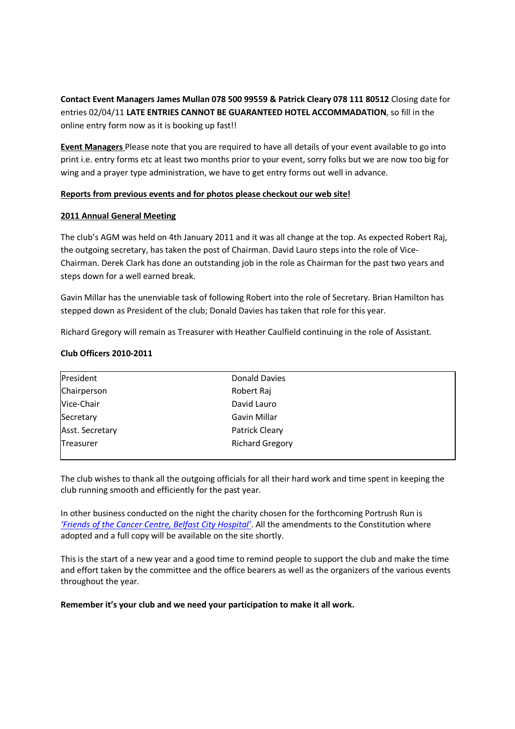**Contact Event Managers James Mullan 078 500 99559 & Patrick Cleary 078 111 80512** Closing date for entries 02/04/11 **LATE ENTRIES CANNOT BE GUARANTEED HOTEL ACCOMMADATION**, so fill in the online entry form now as it is booking up fast!!

**Event Managers** Please note that you are required to have all details of your event available to go into print i.e. entry forms etc at least two months prior to your event, sorry folks but we are now too big for wing and a prayer type administration, we have to get entry forms out well in advance.

**Reports from previous events and for photos please checkout our web site!**

**2011 Annual General Meeting**

The club's AGM was held on 4th January 2011 and it was all change at the top. As expected Robert Raj, the outgoing secretary, has taken the post of Chairman. David Lauro steps into the role of Vice-Chairman. Derek Clark has done an outstanding job in the role as Chairman for the past two years and steps down for a well earned break.

Gavin Millar has the unenviable task of following Robert into the role of Secretary. Brian Hamilton has stepped down as President of the club; Donald Davies has taken that role for this year.

Richard Gregory will remain as Treasurer with Heather Caulfield continuing in the role of Assistant.

**Club Officers 2010-2011**

| | |
|---|---|
| President | Donald Davies |
| Chairperson | Robert Raj |
| Vice-Chair | David Lauro |
| Secretary | Gavin Millar |
| Asst. Secretary | Patrick Cleary |
| Treasurer | Richard Gregory |

The club wishes to thank all the outgoing officials for all their hard work and time spent in keeping the club running smooth and efficiently for the past year.

In other business conducted on the night the charity chosen for the forthcoming Portrush Run is *'Friends of the Cancer Centre, Belfast City Hospital'*. All the amendments to the Constitution where adopted and a full copy will be available on the site shortly.

This is the start of a new year and a good time to remind people to support the club and make the time and effort taken by the committee and the office bearers as well as the organizers of the various events throughout the year.

**Remember it's your club and we need your participation to make it all work.**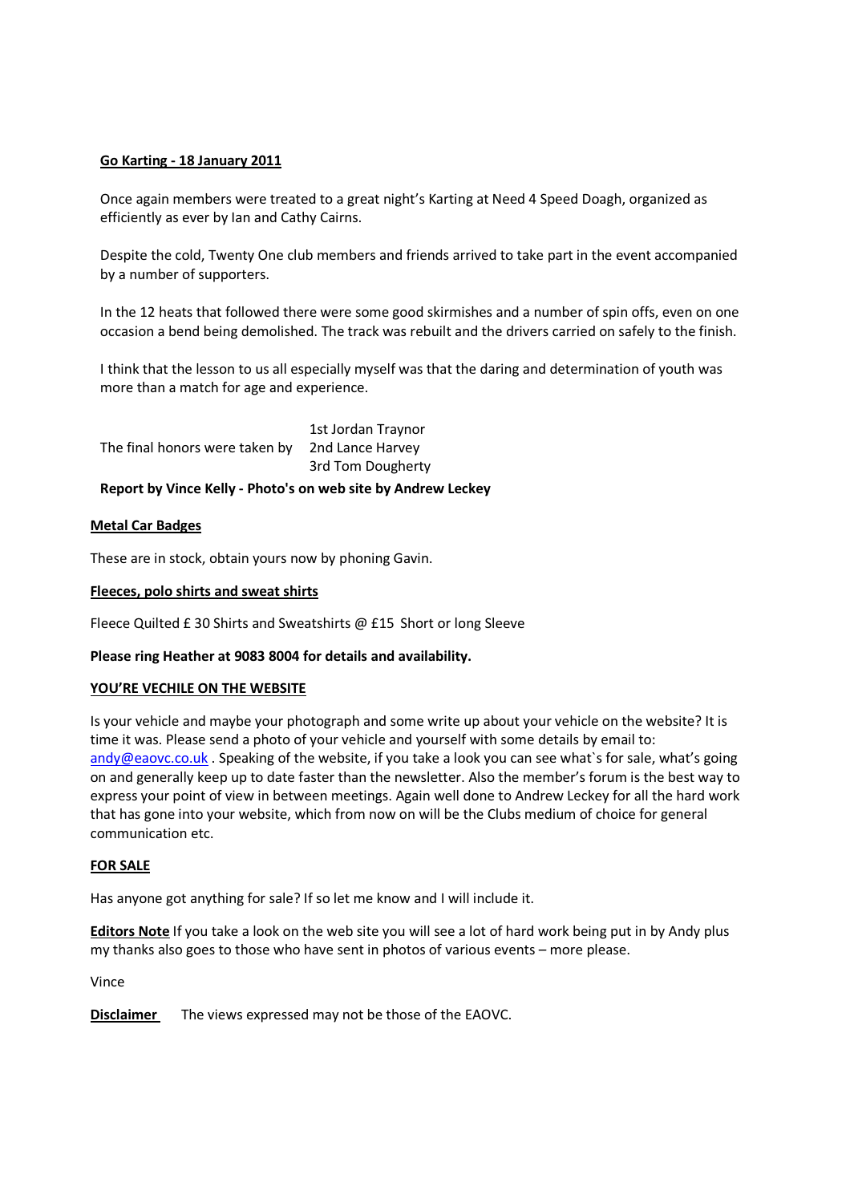**Go Karting - 18 January 2011**

Once again members were treated to a great night's Karting at Need 4 Speed Doagh, organized as efficiently as ever by Ian and Cathy Cairns.

Despite the cold, Twenty One club members and friends arrived to take part in the event accompanied by a number of supporters.

In the 12 heats that followed there were some good skirmishes and a number of spin offs, even on one occasion a bend being demolished. The track was rebuilt and the drivers carried on safely to the finish.

I think that the lesson to us all especially myself was that the daring and determination of youth was more than a match for age and experience.

The final honors were taken by
1st Jordan Traynor
2nd Lance Harvey
3rd Tom Dougherty

**Report by Vince Kelly - Photo's on web site by Andrew Leckey**

**Metal Car Badges**

These are in stock, obtain yours now by phoning Gavin.

**Fleeces, polo shirts and sweat shirts**

Fleece Quilted £ 30 Shirts and Sweatshirts @ £15 Short or long Sleeve

**Please ring Heather at 9083 8004 for details and availability.**

**YOU'RE VECHILE ON THE WEBSITE**

Is your vehicle and maybe your photograph and some write up about your vehicle on the website? It is time it was. Please send a photo of your vehicle and yourself with some details by email to: andy@eaovc.co.uk . Speaking of the website, if you take a look you can see what`s for sale, what's going on and generally keep up to date faster than the newsletter. Also the member's forum is the best way to express your point of view in between meetings. Again well done to Andrew Leckey for all the hard work that has gone into your website, which from now on will be the Clubs medium of choice for general communication etc.

**FOR SALE**

Has anyone got anything for sale? If so let me know and I will include it.

**Editors Note** If you take a look on the web site you will see a lot of hard work being put in by Andy plus my thanks also goes to those who have sent in photos of various events – more please.

Vince

**Disclaimer** The views expressed may not be those of the EAOVC.